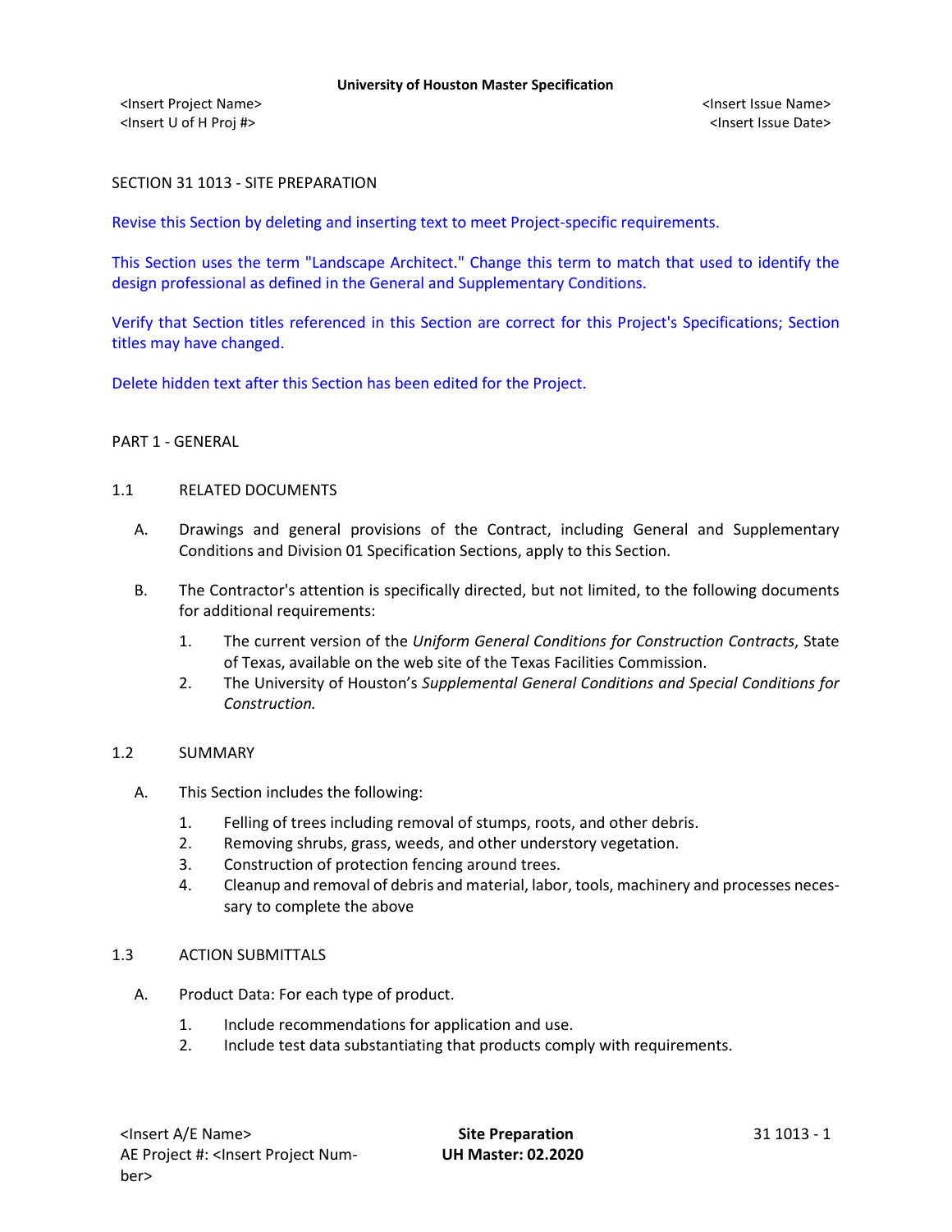University of Houston Master Specification

<Insert Project Name>
<Insert U of H Proj #>

<Insert Issue Name>
<Insert Issue Date>

# SECTION 31 1013 - SITE PREPARATION

Revise this Section by deleting and inserting text to meet Project-specific requirements.

This Section uses the term "Landscape Architect." Change this term to match that used to identify the design professional as defined in the General and Supplementary Conditions.

Verify that Section titles referenced in this Section are correct for this Project's Specifications; Section titles may have changed.

Delete hidden text after this Section has been edited for the Project.

## PART 1 - GENERAL

### 1.1 RELATED DOCUMENTS

A. Drawings and general provisions of the Contract, including General and Supplementary Conditions and Division 01 Specification Sections, apply to this Section.

B. The Contractor's attention is specifically directed, but not limited, to the following documents for additional requirements:

1. The current version of the *Uniform General Conditions for Construction Contracts*, State of Texas, available on the web site of the Texas Facilities Commission.
2. The University of Houston's *Supplemental General Conditions and Special Conditions for Construction.*

### 1.2 SUMMARY

A. This Section includes the following:

1. Felling of trees including removal of stumps, roots, and other debris.
2. Removing shrubs, grass, weeds, and other understory vegetation.
3. Construction of protection fencing around trees.
4. Cleanup and removal of debris and material, labor, tools, machinery and processes necessary to complete the above

### 1.3 ACTION SUBMITTALS

A. Product Data: For each type of product.

1. Include recommendations for application and use.
2. Include test data substantiating that products comply with requirements.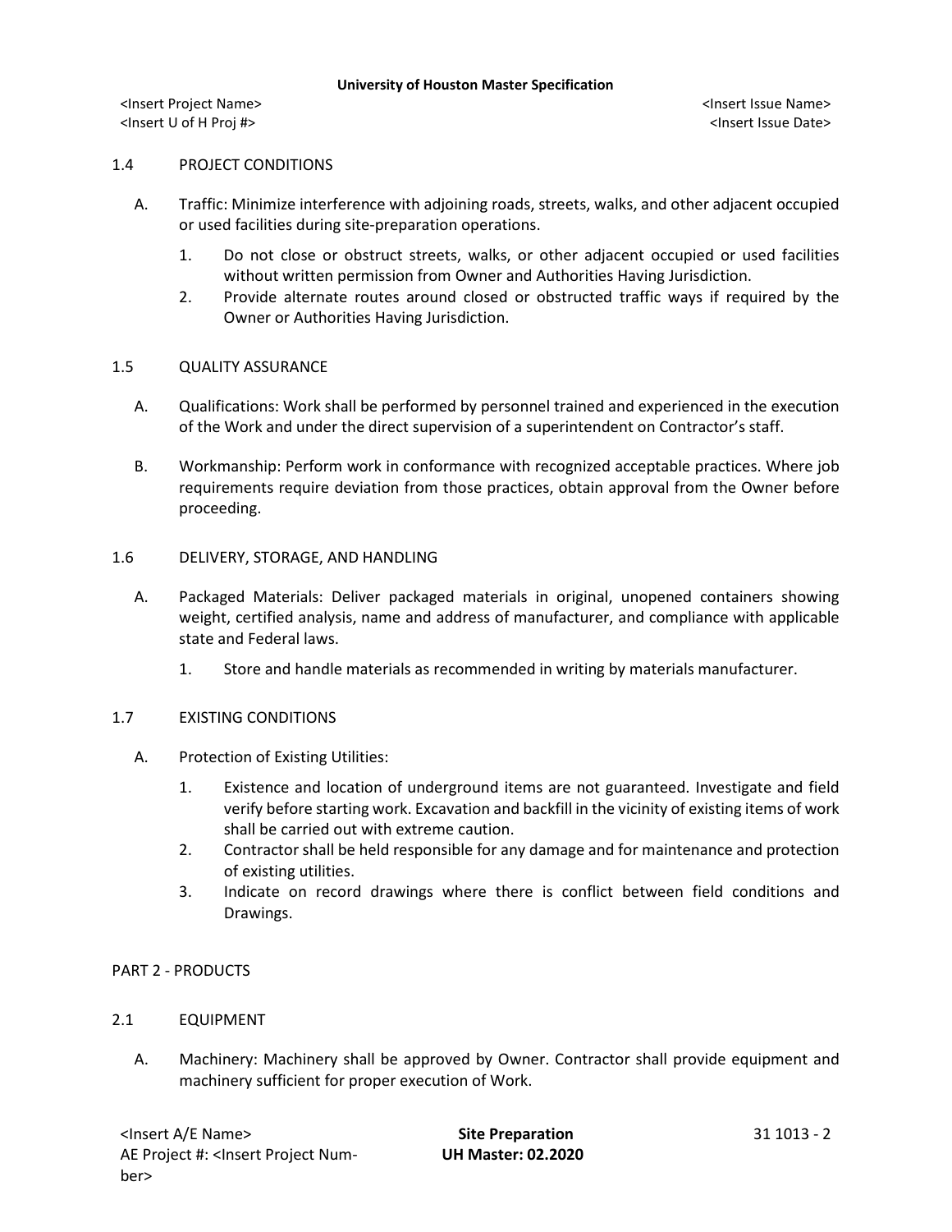## 1.4 PROJECT CONDITIONS

A. Traffic: Minimize interference with adjoining roads, streets, walks, and other adjacent occupied or used facilities during site-preparation operations.

   1. Do not close or obstruct streets, walks, or other adjacent occupied or used facilities without written permission from Owner and Authorities Having Jurisdiction.
   2. Provide alternate routes around closed or obstructed traffic ways if required by the Owner or Authorities Having Jurisdiction.

## 1.5 QUALITY ASSURANCE

A. Qualifications: Work shall be performed by personnel trained and experienced in the execution of the Work and under the direct supervision of a superintendent on Contractor's staff.

B. Workmanship: Perform work in conformance with recognized acceptable practices. Where job requirements require deviation from those practices, obtain approval from the Owner before proceeding.

## 1.6 DELIVERY, STORAGE, AND HANDLING

A. Packaged Materials: Deliver packaged materials in original, unopened containers showing weight, certified analysis, name and address of manufacturer, and compliance with applicable state and Federal laws.

   1. Store and handle materials as recommended in writing by materials manufacturer.

## 1.7 EXISTING CONDITIONS

A. Protection of Existing Utilities:

   1. Existence and location of underground items are not guaranteed. Investigate and field verify before starting work. Excavation and backfill in the vicinity of existing items of work shall be carried out with extreme caution.
   2. Contractor shall be held responsible for any damage and for maintenance and protection of existing utilities.
   3. Indicate on record drawings where there is conflict between field conditions and Drawings.

# PART 2 - PRODUCTS

## 2.1 EQUIPMENT

A. Machinery: Machinery shall be approved by Owner. Contractor shall provide equipment and machinery sufficient for proper execution of Work.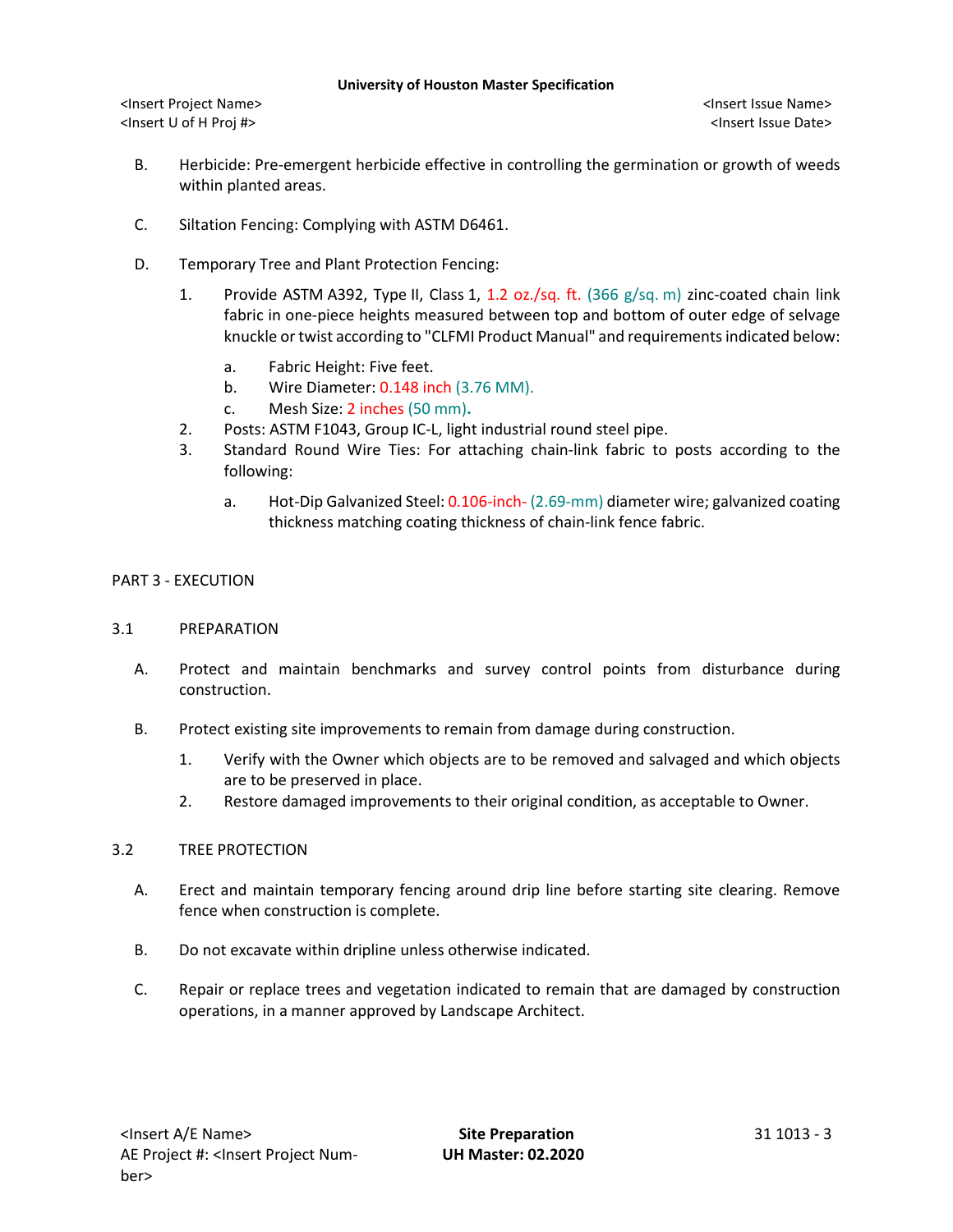B. Herbicide: Pre-emergent herbicide effective in controlling the germination or growth of weeds within planted areas.

C. Siltation Fencing: Complying with ASTM D6461.

D. Temporary Tree and Plant Protection Fencing:

1. Provide ASTM A392, Type II, Class 1, 1.2 oz./sq. ft. (366 g/sq. m) zinc-coated chain link fabric in one-piece heights measured between top and bottom of outer edge of selvage knuckle or twist according to "CLFMI Product Manual" and requirements indicated below:

   a. Fabric Height: Five feet.
   b. Wire Diameter: 0.148 inch (3.76 MM).
   c. Mesh Size: 2 inches (50 mm).

2. Posts: ASTM F1043, Group IC-L, light industrial round steel pipe.

3. Standard Round Wire Ties: For attaching chain-link fabric to posts according to the following:

   a. Hot-Dip Galvanized Steel: 0.106-inch- (2.69-mm) diameter wire; galvanized coating thickness matching coating thickness of chain-link fence fabric.

## PART 3 - EXECUTION

### 3.1 PREPARATION

A. Protect and maintain benchmarks and survey control points from disturbance during construction.

B. Protect existing site improvements to remain from damage during construction.

1. Verify with the Owner which objects are to be removed and salvaged and which objects are to be preserved in place.
2. Restore damaged improvements to their original condition, as acceptable to Owner.

### 3.2 TREE PROTECTION

A. Erect and maintain temporary fencing around drip line before starting site clearing. Remove fence when construction is complete.

B. Do not excavate within dripline unless otherwise indicated.

C. Repair or replace trees and vegetation indicated to remain that are damaged by construction operations, in a manner approved by Landscape Architect.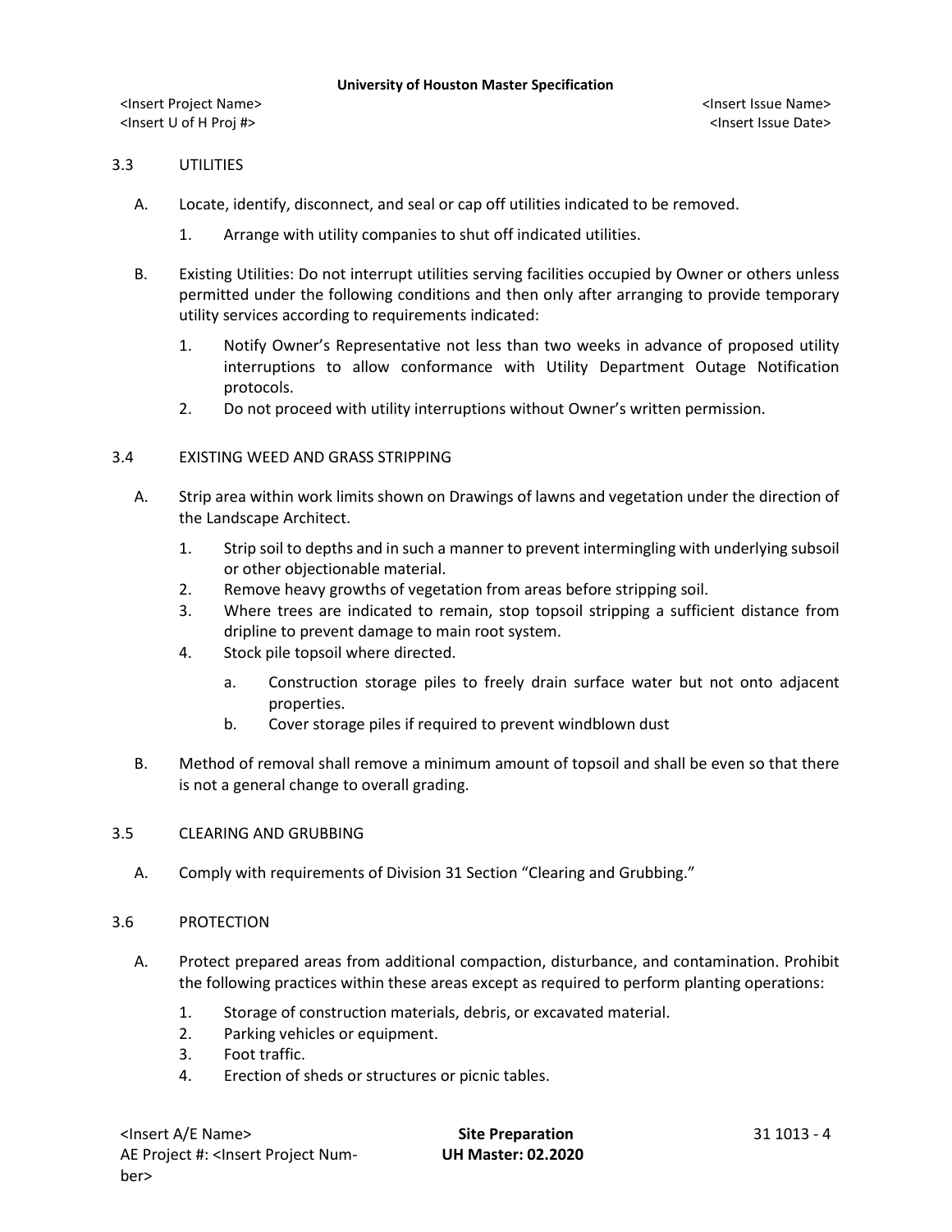## 3.3 UTILITIES

A. Locate, identify, disconnect, and seal or cap off utilities indicated to be removed.

1. Arrange with utility companies to shut off indicated utilities.

B. Existing Utilities: Do not interrupt utilities serving facilities occupied by Owner or others unless permitted under the following conditions and then only after arranging to provide temporary utility services according to requirements indicated:

1. Notify Owner's Representative not less than two weeks in advance of proposed utility interruptions to allow conformance with Utility Department Outage Notification protocols.
2. Do not proceed with utility interruptions without Owner's written permission.

## 3.4 EXISTING WEED AND GRASS STRIPPING

A. Strip area within work limits shown on Drawings of lawns and vegetation under the direction of the Landscape Architect.

1. Strip soil to depths and in such a manner to prevent intermingling with underlying subsoil or other objectionable material.
2. Remove heavy growths of vegetation from areas before stripping soil.
3. Where trees are indicated to remain, stop topsoil stripping a sufficient distance from dripline to prevent damage to main root system.
4. Stock pile topsoil where directed.

   a. Construction storage piles to freely drain surface water but not onto adjacent properties.
   b. Cover storage piles if required to prevent windblown dust

B. Method of removal shall remove a minimum amount of topsoil and shall be even so that there is not a general change to overall grading.

## 3.5 CLEARING AND GRUBBING

A. Comply with requirements of Division 31 Section "Clearing and Grubbing."

## 3.6 PROTECTION

A. Protect prepared areas from additional compaction, disturbance, and contamination. Prohibit the following practices within these areas except as required to perform planting operations:

1. Storage of construction materials, debris, or excavated material.
2. Parking vehicles or equipment.
3. Foot traffic.
4. Erection of sheds or structures or picnic tables.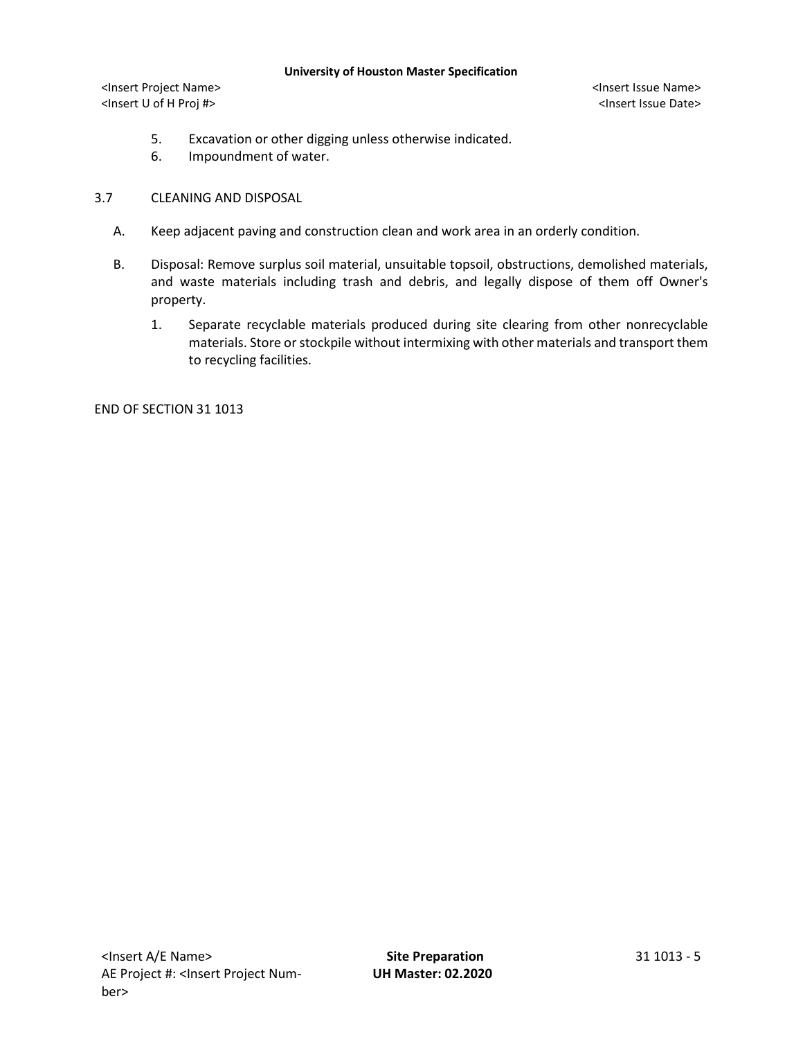5. Excavation or other digging unless otherwise indicated.
6. Impoundment of water.

## 3.7 CLEANING AND DISPOSAL

A. Keep adjacent paving and construction clean and work area in an orderly condition.

B. Disposal: Remove surplus soil material, unsuitable topsoil, obstructions, demolished materials, and waste materials including trash and debris, and legally dispose of them off Owner's property.

   1. Separate recyclable materials produced during site clearing from other nonrecyclable materials. Store or stockpile without intermixing with other materials and transport them to recycling facilities.

END OF SECTION 31 1013